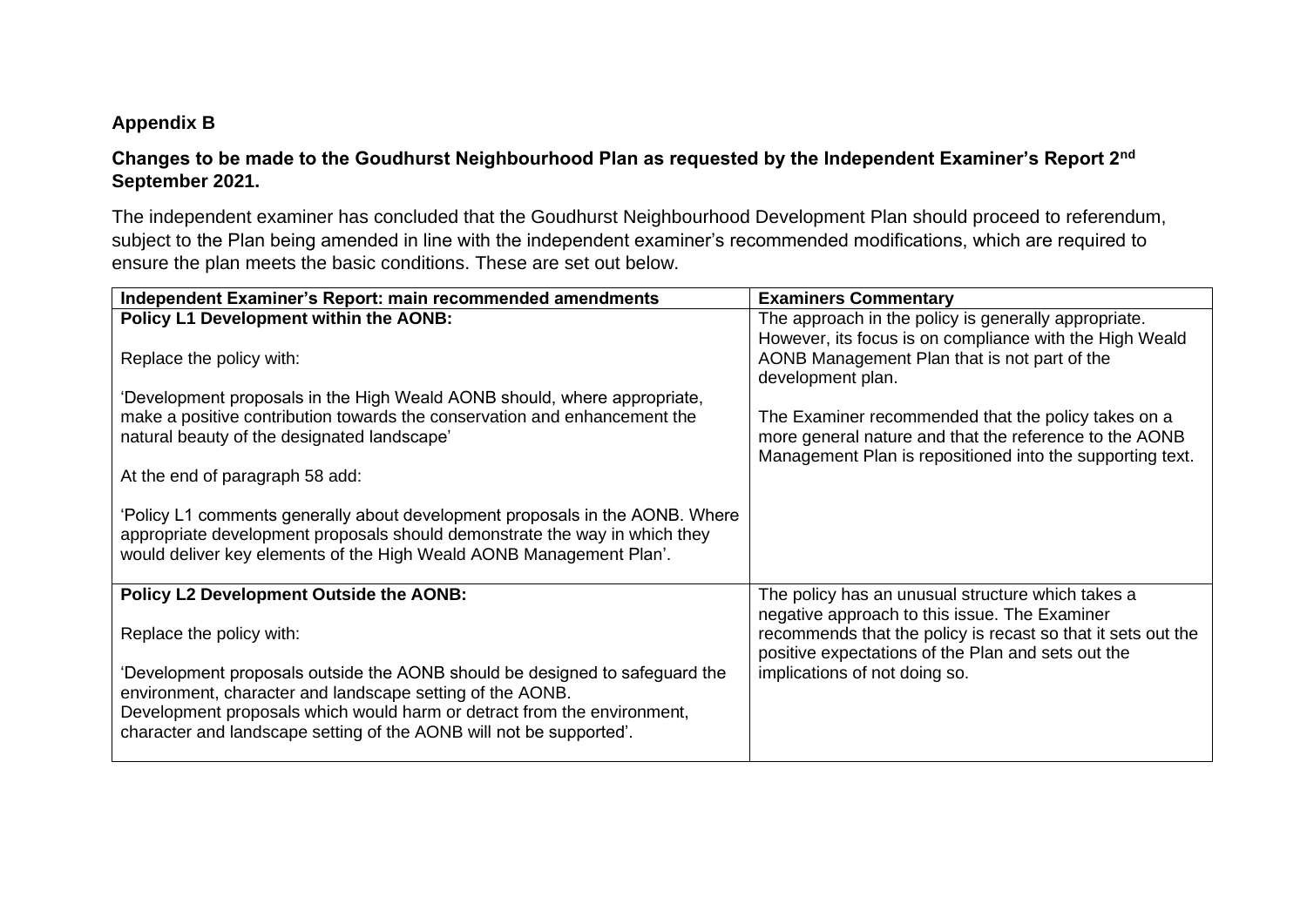**Appendix B**

**Changes to be made to the Goudhurst Neighbourhood Plan as requested by the Independent Examiner's Report 2nd September 2021.**

The independent examiner has concluded that the Goudhurst Neighbourhood Development Plan should proceed to referendum, subject to the Plan being amended in line with the independent examiner's recommended modifications, which are required to ensure the plan meets the basic conditions. These are set out below.

| Independent Examiner's Report: main recommended amendments | Examiners Commentary |
| --- | --- |
| **Policy L1 Development within the AONB:**<br><br>Replace the policy with:<br><br>'Development proposals in the High Weald AONB should, where appropriate, make a positive contribution towards the conservation and enhancement the natural beauty of the designated landscape'<br><br>At the end of paragraph 58 add:<br><br>'Policy L1 comments generally about development proposals in the AONB. Where appropriate development proposals should demonstrate the way in which they would deliver key elements of the High Weald AONB Management Plan'. | The approach in the policy is generally appropriate. However, its focus is on compliance with the High Weald AONB Management Plan that is not part of the development plan.<br><br>The Examiner recommended that the policy takes on a more general nature and that the reference to the AONB Management Plan is repositioned into the supporting text. |
| **Policy L2 Development Outside the AONB:**<br><br>Replace the policy with:<br><br>'Development proposals outside the AONB should be designed to safeguard the environment, character and landscape setting of the AONB.<br>Development proposals which would harm or detract from the environment, character and landscape setting of the AONB will not be supported'. | The policy has an unusual structure which takes a negative approach to this issue. The Examiner recommends that the policy is recast so that it sets out the positive expectations of the Plan and sets out the implications of not doing so. |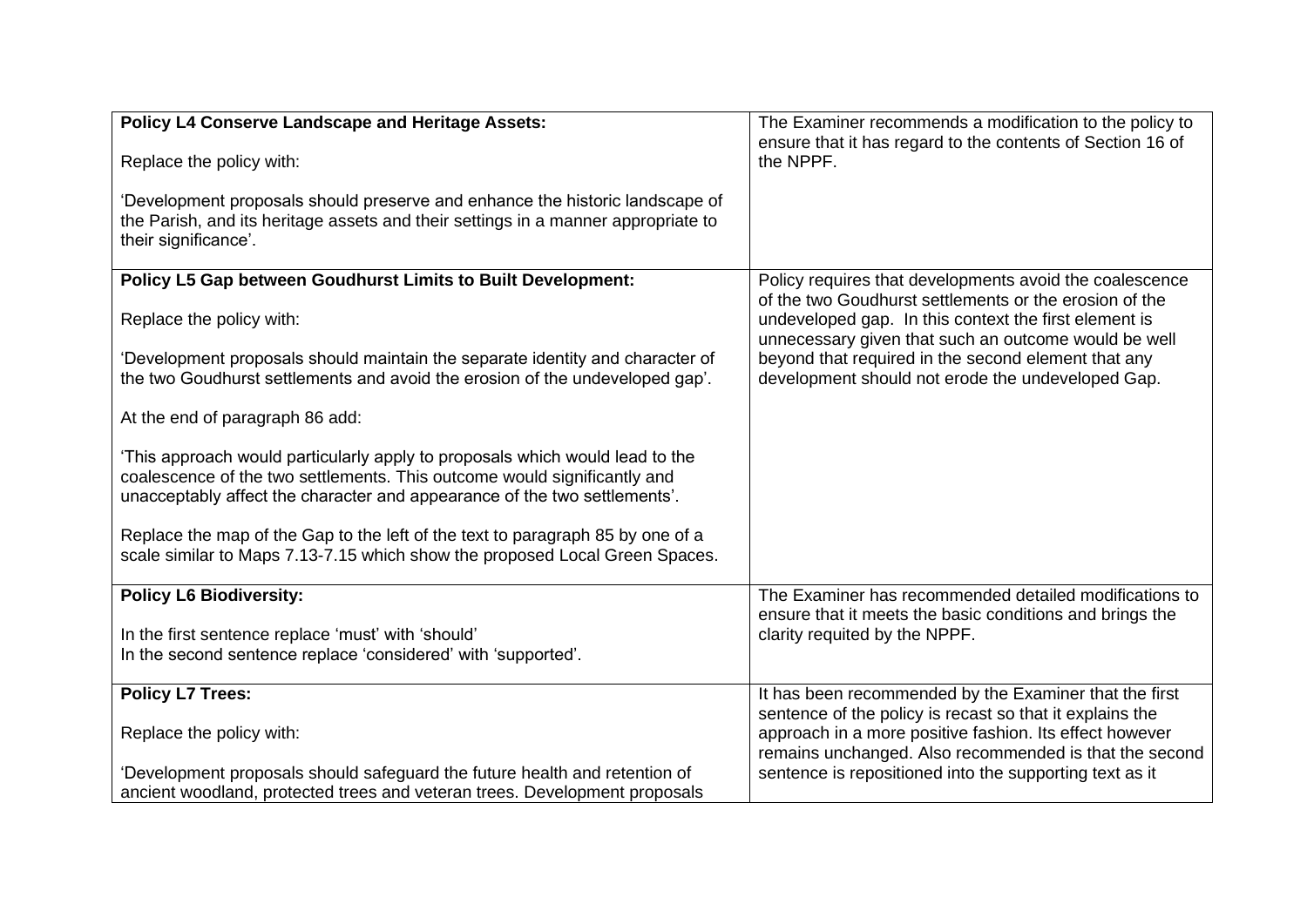| | |
|---|---|
| **Policy L4 Conserve Landscape and Heritage Assets:**<br><br>Replace the policy with:<br><br>'Development proposals should preserve and enhance the historic landscape of the Parish, and its heritage assets and their settings in a manner appropriate to their significance'. | The Examiner recommends a modification to the policy to ensure that it has regard to the contents of Section 16 of the NPPF. |
| **Policy L5 Gap between Goudhurst Limits to Built Development:**<br><br>Replace the policy with:<br><br>'Development proposals should maintain the separate identity and character of the two Goudhurst settlements and avoid the erosion of the undeveloped gap'.<br><br>At the end of paragraph 86 add:<br><br>'This approach would particularly apply to proposals which would lead to the coalescence of the two settlements. This outcome would significantly and unacceptably affect the character and appearance of the two settlements'.<br><br>Replace the map of the Gap to the left of the text to paragraph 85 by one of a scale similar to Maps 7.13-7.15 which show the proposed Local Green Spaces. | Policy requires that developments avoid the coalescence of the two Goudhurst settlements or the erosion of the undeveloped gap. In this context the first element is unnecessary given that such an outcome would be well beyond that required in the second element that any development should not erode the undeveloped Gap. |
| **Policy L6 Biodiversity:**<br><br>In the first sentence replace 'must' with 'should'<br>In the second sentence replace 'considered' with 'supported'. | The Examiner has recommended detailed modifications to ensure that it meets the basic conditions and brings the clarity requited by the NPPF. |
| **Policy L7 Trees:**<br><br>Replace the policy with:<br><br>'Development proposals should safeguard the future health and retention of ancient woodland, protected trees and veteran trees. Development proposals | It has been recommended by the Examiner that the first sentence of the policy is recast so that it explains the approach in a more positive fashion. Its effect however remains unchanged. Also recommended is that the second sentence is repositioned into the supporting text as it |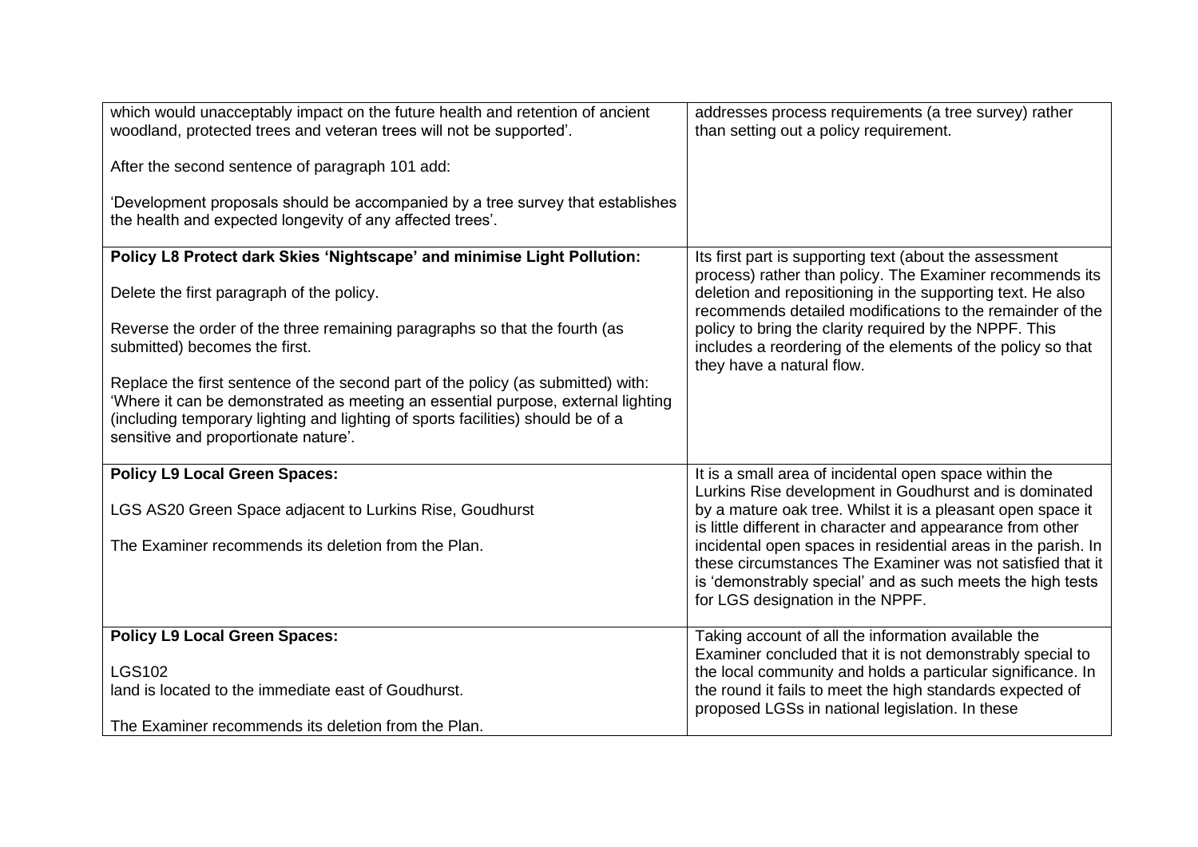| | |
|---|---|
| which would unacceptably impact on the future health and retention of ancient woodland, protected trees and veteran trees will not be supported'.<br><br>After the second sentence of paragraph 101 add:<br><br>'Development proposals should be accompanied by a tree survey that establishes the health and expected longevity of any affected trees'. | addresses process requirements (a tree survey) rather than setting out a policy requirement. |
| **Policy L8 Protect dark Skies 'Nightscape' and minimise Light Pollution:**<br><br>Delete the first paragraph of the policy.<br><br>Reverse the order of the three remaining paragraphs so that the fourth (as submitted) becomes the first.<br><br>Replace the first sentence of the second part of the policy (as submitted) with: 'Where it can be demonstrated as meeting an essential purpose, external lighting (including temporary lighting and lighting of sports facilities) should be of a sensitive and proportionate nature'. | Its first part is supporting text (about the assessment process) rather than policy. The Examiner recommends its deletion and repositioning in the supporting text. He also recommends detailed modifications to the remainder of the policy to bring the clarity required by the NPPF. This includes a reordering of the elements of the policy so that they have a natural flow. |
| **Policy L9 Local Green Spaces:**<br><br>LGS AS20 Green Space adjacent to Lurkins Rise, Goudhurst<br><br>The Examiner recommends its deletion from the Plan. | It is a small area of incidental open space within the Lurkins Rise development in Goudhurst and is dominated by a mature oak tree. Whilst it is a pleasant open space it is little different in character and appearance from other incidental open spaces in residential areas in the parish. In these circumstances The Examiner was not satisfied that it is 'demonstrably special' and as such meets the high tests for LGS designation in the NPPF. |
| **Policy L9 Local Green Spaces:**<br><br>LGS102<br>land is located to the immediate east of Goudhurst.<br><br>The Examiner recommends its deletion from the Plan. | Taking account of all the information available the Examiner concluded that it is not demonstrably special to the local community and holds a particular significance. In the round it fails to meet the high standards expected of proposed LGSs in national legislation. In these |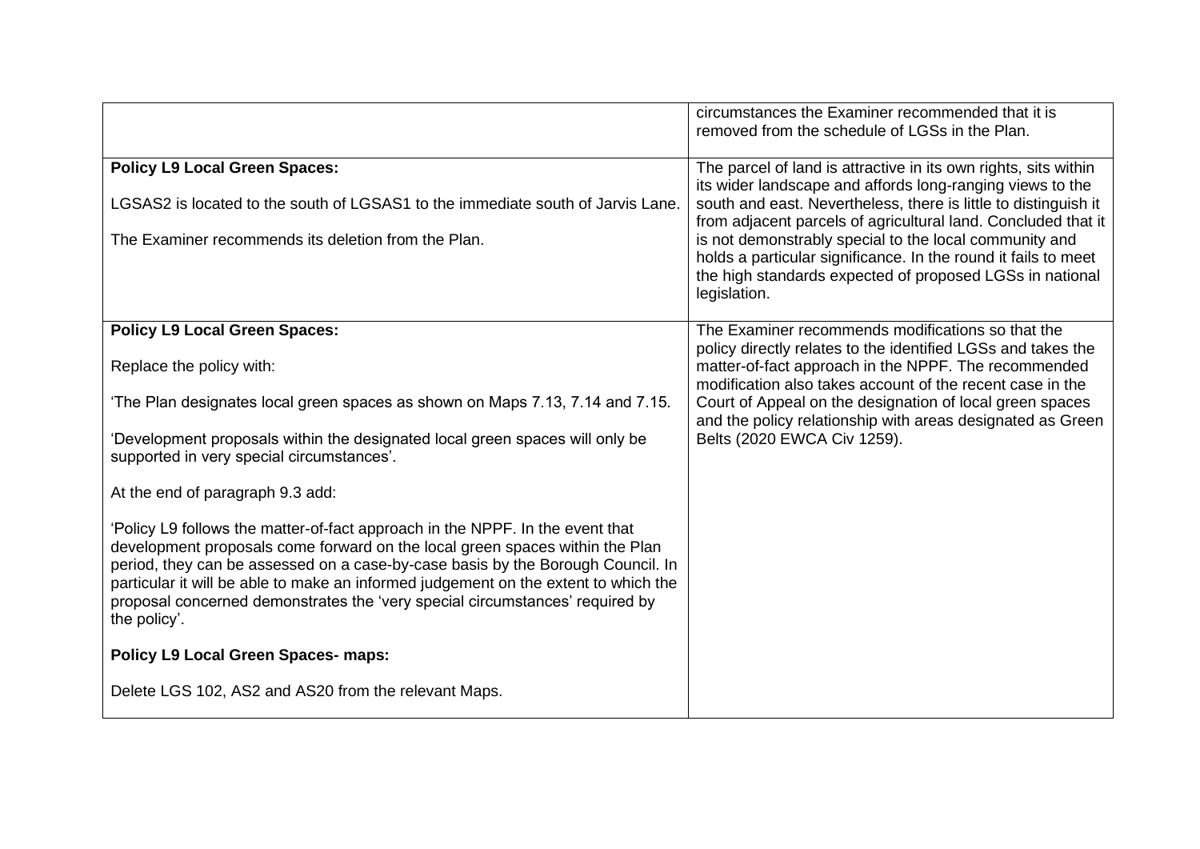| | |
|---|---|
| | circumstances the Examiner recommended that it is removed from the schedule of LGSs in the Plan. |
| **Policy L9 Local Green Spaces:**<br><br>LGSAS2 is located to the south of LGSAS1 to the immediate south of Jarvis Lane.<br><br>The Examiner recommends its deletion from the Plan. | The parcel of land is attractive in its own rights, sits within its wider landscape and affords long-ranging views to the south and east. Nevertheless, there is little to distinguish it from adjacent parcels of agricultural land. Concluded that it is not demonstrably special to the local community and holds a particular significance. In the round it fails to meet the high standards expected of proposed LGSs in national legislation. |
| **Policy L9 Local Green Spaces:**<br><br>Replace the policy with:<br><br>'The Plan designates local green spaces as shown on Maps 7.13, 7.14 and 7.15.<br><br>'Development proposals within the designated local green spaces will only be supported in very special circumstances'.<br><br>At the end of paragraph 9.3 add:<br><br>'Policy L9 follows the matter-of-fact approach in the NPPF. In the event that development proposals come forward on the local green spaces within the Plan period, they can be assessed on a case-by-case basis by the Borough Council. In particular it will be able to make an informed judgement on the extent to which the proposal concerned demonstrates the 'very special circumstances' required by the policy'.<br><br>**Policy L9 Local Green Spaces- maps:**<br><br>Delete LGS 102, AS2 and AS20 from the relevant Maps. | The Examiner recommends modifications so that the policy directly relates to the identified LGSs and takes the matter-of-fact approach in the NPPF. The recommended modification also takes account of the recent case in the Court of Appeal on the designation of local green spaces and the policy relationship with areas designated as Green Belts (2020 EWCA Civ 1259). |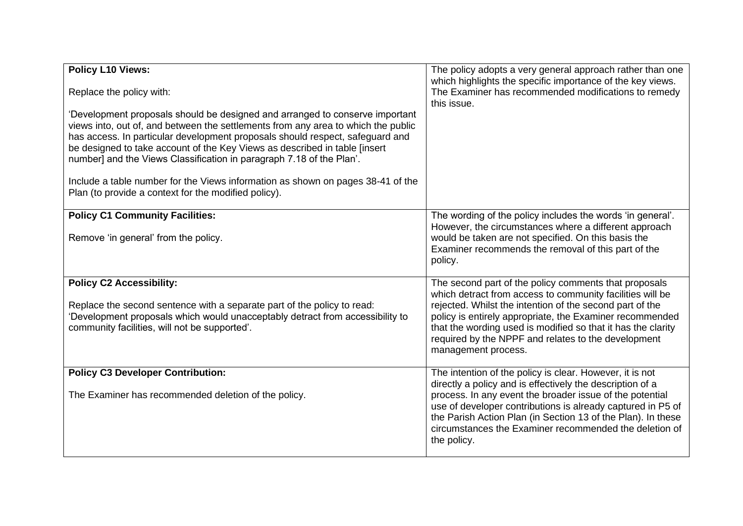| | |
|---|---|
| **Policy L10 Views:**<br><br>Replace the policy with:<br><br>'Development proposals should be designed and arranged to conserve important views into, out of, and between the settlements from any area to which the public has access. In particular development proposals should respect, safeguard and be designed to take account of the Key Views as described in table [insert number] and the Views Classification in paragraph 7.18 of the Plan'.<br><br>Include a table number for the Views information as shown on pages 38-41 of the Plan (to provide a context for the modified policy). | The policy adopts a very general approach rather than one which highlights the specific importance of the key views. The Examiner has recommended modifications to remedy this issue. |
| **Policy C1 Community Facilities:**<br><br>Remove 'in general' from the policy. | The wording of the policy includes the words 'in general'. However, the circumstances where a different approach would be taken are not specified. On this basis the Examiner recommends the removal of this part of the policy. |
| **Policy C2 Accessibility:**<br><br>Replace the second sentence with a separate part of the policy to read: 'Development proposals which would unacceptably detract from accessibility to community facilities, will not be supported'. | The second part of the policy comments that proposals which detract from access to community facilities will be rejected. Whilst the intention of the second part of the policy is entirely appropriate, the Examiner recommended that the wording used is modified so that it has the clarity required by the NPPF and relates to the development management process. |
| **Policy C3 Developer Contribution:**<br><br>The Examiner has recommended deletion of the policy. | The intention of the policy is clear. However, it is not directly a policy and is effectively the description of a process. In any event the broader issue of the potential use of developer contributions is already captured in P5 of the Parish Action Plan (in Section 13 of the Plan). In these circumstances the Examiner recommended the deletion of the policy. |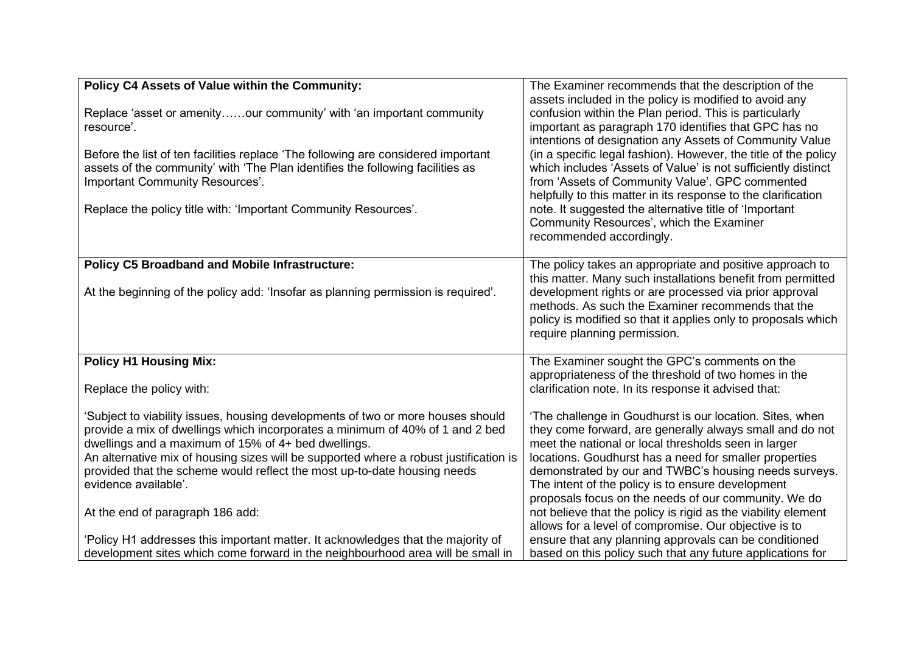| | |
|---|---|
| **Policy C4 Assets of Value within the Community:**<br><br>Replace 'asset or amenity……our community' with 'an important community resource'.<br><br>Before the list of ten facilities replace 'The following are considered important assets of the community' with 'The Plan identifies the following facilities as Important Community Resources'.<br><br>Replace the policy title with: 'Important Community Resources'. | The Examiner recommends that the description of the assets included in the policy is modified to avoid any confusion within the Plan period. This is particularly important as paragraph 170 identifies that GPC has no intentions of designation any Assets of Community Value (in a specific legal fashion). However, the title of the policy which includes 'Assets of Value' is not sufficiently distinct from 'Assets of Community Value'. GPC commented helpfully to this matter in its response to the clarification note. It suggested the alternative title of 'Important Community Resources', which the Examiner recommended accordingly. |
| **Policy C5 Broadband and Mobile Infrastructure:**<br><br>At the beginning of the policy add: 'Insofar as planning permission is required'. | The policy takes an appropriate and positive approach to this matter. Many such installations benefit from permitted development rights or are processed via prior approval methods. As such the Examiner recommends that the policy is modified so that it applies only to proposals which require planning permission. |
| **Policy H1 Housing Mix:**<br><br>Replace the policy with:<br><br>'Subject to viability issues, housing developments of two or more houses should provide a mix of dwellings which incorporates a minimum of 40% of 1 and 2 bed dwellings and a maximum of 15% of 4+ bed dwellings.<br>An alternative mix of housing sizes will be supported where a robust justification is provided that the scheme would reflect the most up-to-date housing needs evidence available'.<br><br>At the end of paragraph 186 add:<br><br>'Policy H1 addresses this important matter. It acknowledges that the majority of development sites which come forward in the neighbourhood area will be small in | The Examiner sought the GPC's comments on the appropriateness of the threshold of two homes in the clarification note. In its response it advised that:<br><br>'The challenge in Goudhurst is our location. Sites, when they come forward, are generally always small and do not meet the national or local thresholds seen in larger locations. Goudhurst has a need for smaller properties demonstrated by our and TWBC's housing needs surveys. The intent of the policy is to ensure development proposals focus on the needs of our community. We do not believe that the policy is rigid as the viability element allows for a level of compromise. Our objective is to ensure that any planning approvals can be conditioned based on this policy such that any future applications for |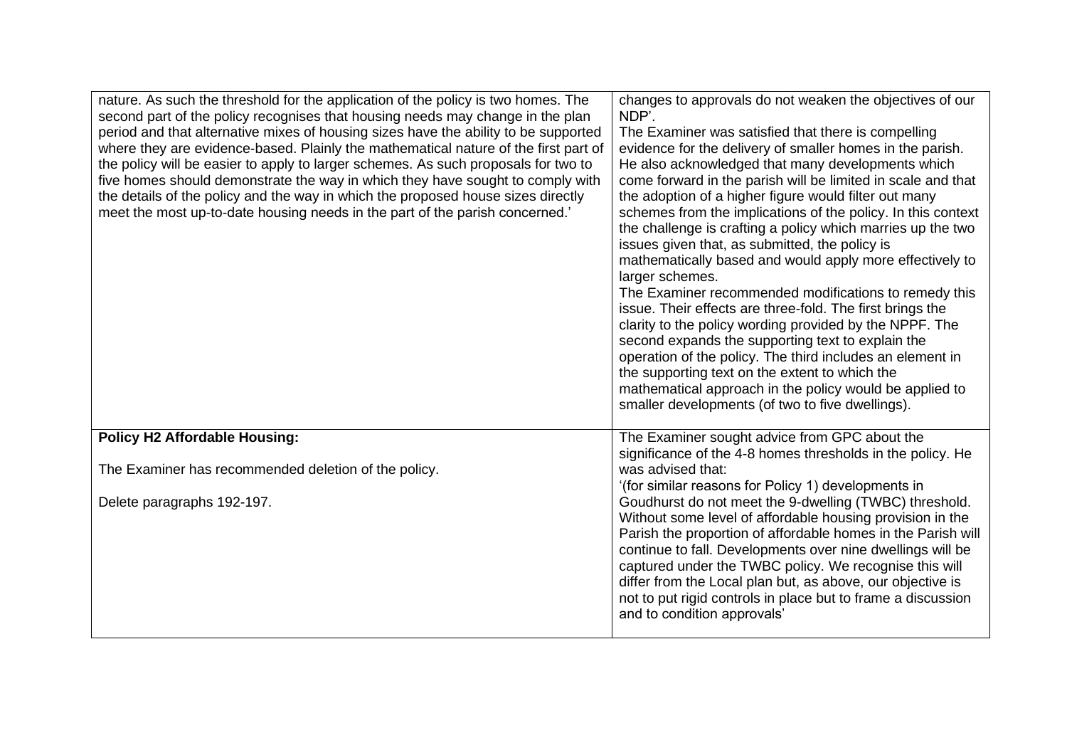| | |
|---|---|
| nature. As such the threshold for the application of the policy is two homes. The second part of the policy recognises that housing needs may change in the plan period and that alternative mixes of housing sizes have the ability to be supported where they are evidence-based. Plainly the mathematical nature of the first part of the policy will be easier to apply to larger schemes. As such proposals for two to five homes should demonstrate the way in which they have sought to comply with the details of the policy and the way in which the proposed house sizes directly meet the most up-to-date housing needs in the part of the parish concerned.' | changes to approvals do not weaken the objectives of our NDP'.<br>The Examiner was satisfied that there is compelling evidence for the delivery of smaller homes in the parish. He also acknowledged that many developments which come forward in the parish will be limited in scale and that the adoption of a higher figure would filter out many schemes from the implications of the policy. In this context the challenge is crafting a policy which marries up the two issues given that, as submitted, the policy is mathematically based and would apply more effectively to larger schemes.<br>The Examiner recommended modifications to remedy this issue. Their effects are three-fold. The first brings the clarity to the policy wording provided by the NPPF. The second expands the supporting text to explain the operation of the policy. The third includes an element in the supporting text on the extent to which the mathematical approach in the policy would be applied to smaller developments (of two to five dwellings). |
| **Policy H2 Affordable Housing:**<br><br>The Examiner has recommended deletion of the policy.<br><br>Delete paragraphs 192-197. | The Examiner sought advice from GPC about the significance of the 4-8 homes thresholds in the policy. He was advised that:<br>'(for similar reasons for Policy 1) developments in Goudhurst do not meet the 9-dwelling (TWBC) threshold. Without some level of affordable housing provision in the Parish the proportion of affordable homes in the Parish will continue to fall. Developments over nine dwellings will be captured under the TWBC policy. We recognise this will differ from the Local plan but, as above, our objective is not to put rigid controls in place but to frame a discussion and to condition approvals' |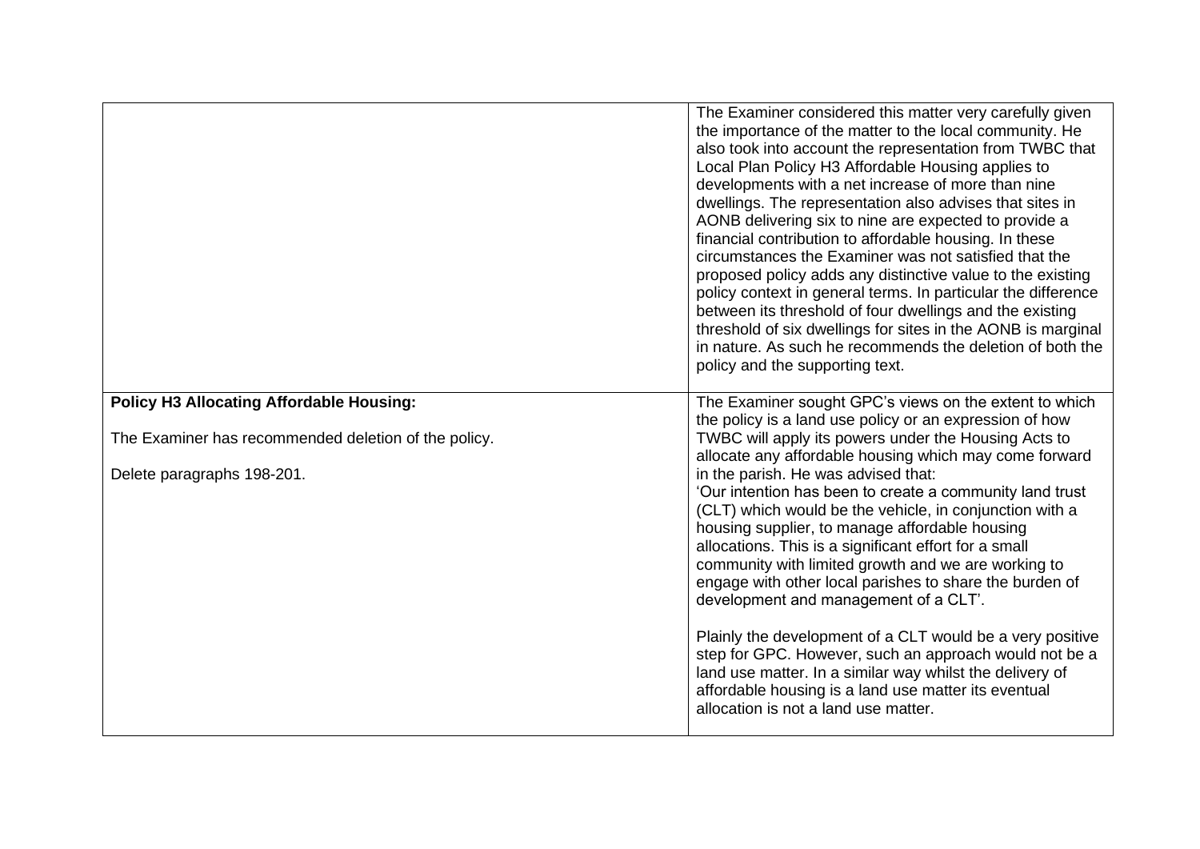| | |
|---|---|
| | The Examiner considered this matter very carefully given the importance of the matter to the local community. He also took into account the representation from TWBC that Local Plan Policy H3 Affordable Housing applies to developments with a net increase of more than nine dwellings. The representation also advises that sites in AONB delivering six to nine are expected to provide a financial contribution to affordable housing. In these circumstances the Examiner was not satisfied that the proposed policy adds any distinctive value to the existing policy context in general terms. In particular the difference between its threshold of four dwellings and the existing threshold of six dwellings for sites in the AONB is marginal in nature. As such he recommends the deletion of both the policy and the supporting text. |
| **Policy H3 Allocating Affordable Housing:**<br><br>The Examiner has recommended deletion of the policy.<br><br>Delete paragraphs 198-201. | The Examiner sought GPC's views on the extent to which the policy is a land use policy or an expression of how TWBC will apply its powers under the Housing Acts to allocate any affordable housing which may come forward in the parish. He was advised that:<br>'Our intention has been to create a community land trust (CLT) which would be the vehicle, in conjunction with a housing supplier, to manage affordable housing allocations. This is a significant effort for a small community with limited growth and we are working to engage with other local parishes to share the burden of development and management of a CLT'.<br><br>Plainly the development of a CLT would be a very positive step for GPC. However, such an approach would not be a land use matter. In a similar way whilst the delivery of affordable housing is a land use matter its eventual allocation is not a land use matter. |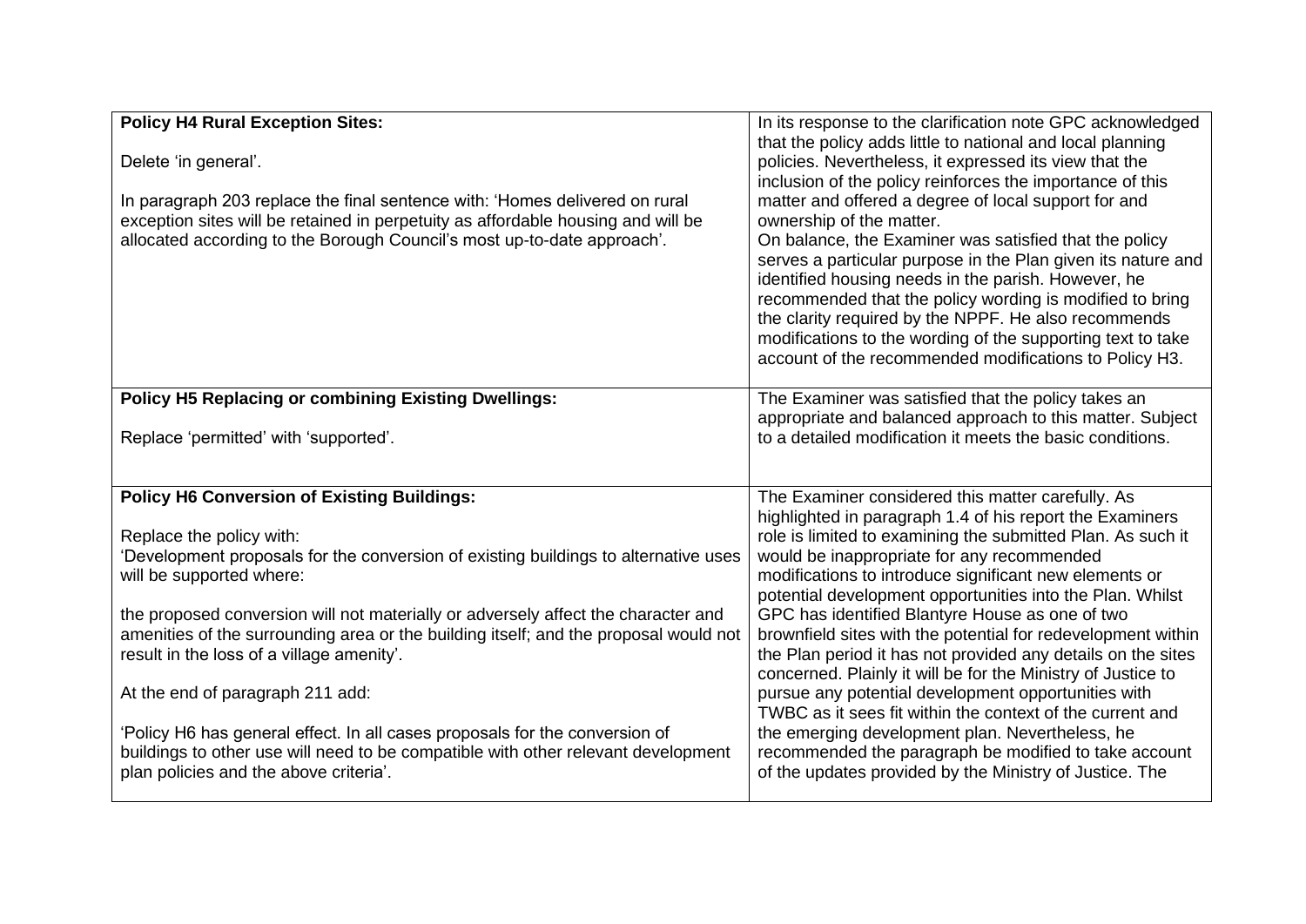| | |
|---|---|
| **Policy H4 Rural Exception Sites:**<br><br>Delete 'in general'.<br><br>In paragraph 203 replace the final sentence with: 'Homes delivered on rural exception sites will be retained in perpetuity as affordable housing and will be allocated according to the Borough Council's most up-to-date approach'. | In its response to the clarification note GPC acknowledged that the policy adds little to national and local planning policies. Nevertheless, it expressed its view that the inclusion of the policy reinforces the importance of this matter and offered a degree of local support for and ownership of the matter.<br>On balance, the Examiner was satisfied that the policy serves a particular purpose in the Plan given its nature and identified housing needs in the parish. However, he recommended that the policy wording is modified to bring the clarity required by the NPPF. He also recommends modifications to the wording of the supporting text to take account of the recommended modifications to Policy H3. |
| **Policy H5 Replacing or combining Existing Dwellings:**<br><br>Replace 'permitted' with 'supported'. | The Examiner was satisfied that the policy takes an appropriate and balanced approach to this matter. Subject to a detailed modification it meets the basic conditions. |
| **Policy H6 Conversion of Existing Buildings:**<br><br>Replace the policy with:<br>'Development proposals for the conversion of existing buildings to alternative uses will be supported where:<br><br>the proposed conversion will not materially or adversely affect the character and amenities of the surrounding area or the building itself; and the proposal would not result in the loss of a village amenity'.<br><br>At the end of paragraph 211 add:<br><br>'Policy H6 has general effect. In all cases proposals for the conversion of buildings to other use will need to be compatible with other relevant development plan policies and the above criteria'. | The Examiner considered this matter carefully. As highlighted in paragraph 1.4 of his report the Examiners role is limited to examining the submitted Plan. As such it would be inappropriate for any recommended modifications to introduce significant new elements or potential development opportunities into the Plan. Whilst GPC has identified Blantyre House as one of two brownfield sites with the potential for redevelopment within the Plan period it has not provided any details on the sites concerned. Plainly it will be for the Ministry of Justice to pursue any potential development opportunities with TWBC as it sees fit within the context of the current and the emerging development plan. Nevertheless, he recommended the paragraph be modified to take account of the updates provided by the Ministry of Justice. The |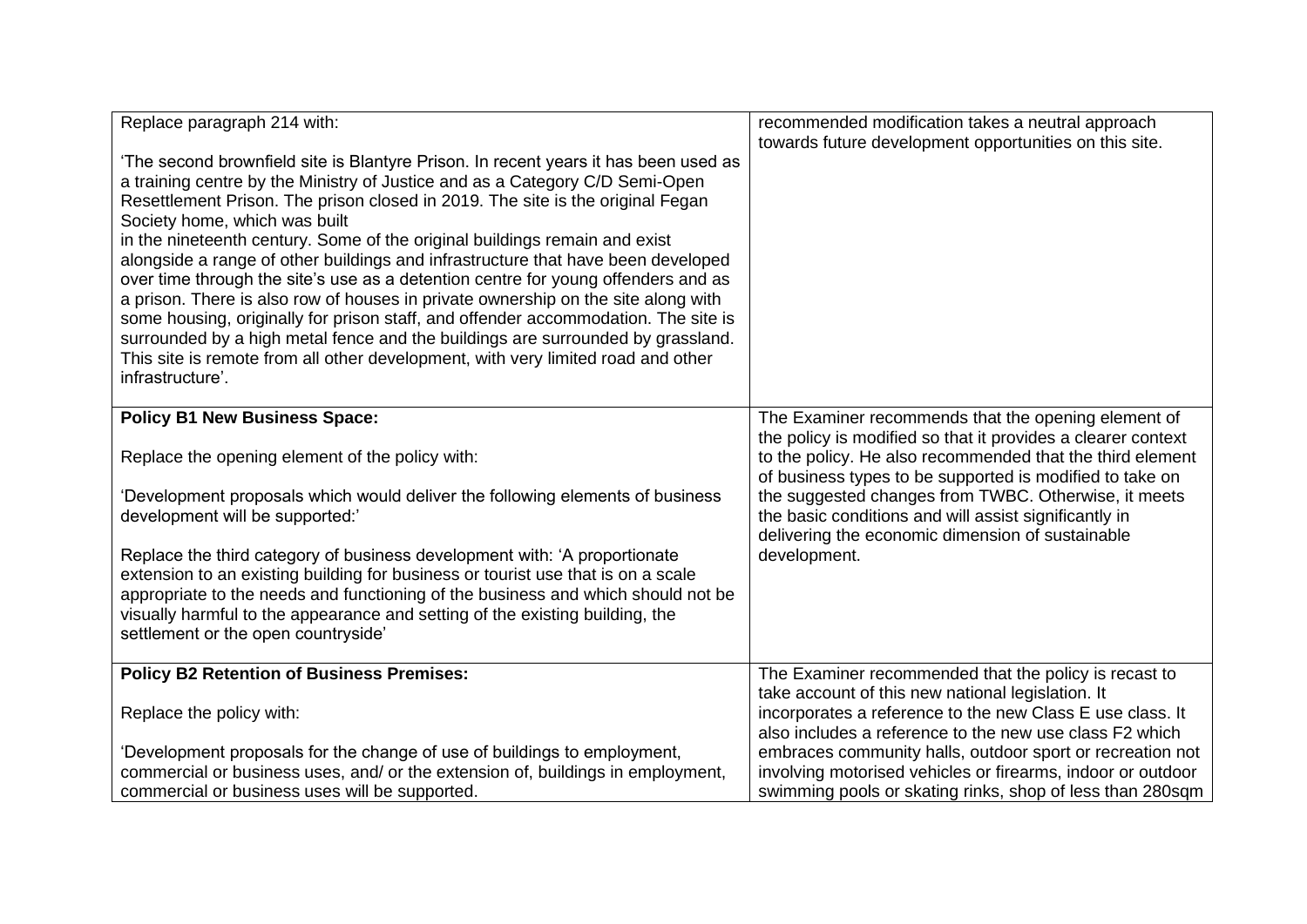| | |
|---|---|
| Replace paragraph 214 with:<br><br>'The second brownfield site is Blantyre Prison. In recent years it has been used as a training centre by the Ministry of Justice and as a Category C/D Semi-Open Resettlement Prison. The prison closed in 2019. The site is the original Fegan Society home, which was built in the nineteenth century. Some of the original buildings remain and exist alongside a range of other buildings and infrastructure that have been developed over time through the site's use as a detention centre for young offenders and as a prison. There is also row of houses in private ownership on the site along with some housing, originally for prison staff, and offender accommodation. The site is surrounded by a high metal fence and the buildings are surrounded by grassland. This site is remote from all other development, with very limited road and other infrastructure'. | recommended modification takes a neutral approach towards future development opportunities on this site. |
| **Policy B1 New Business Space:**<br><br>Replace the opening element of the policy with:<br><br>'Development proposals which would deliver the following elements of business development will be supported:'<br><br>Replace the third category of business development with: 'A proportionate extension to an existing building for business or tourist use that is on a scale appropriate to the needs and functioning of the business and which should not be visually harmful to the appearance and setting of the existing building, the settlement or the open countryside' | The Examiner recommends that the opening element of the policy is modified so that it provides a clearer context to the policy. He also recommended that the third element of business types to be supported is modified to take on the suggested changes from TWBC. Otherwise, it meets the basic conditions and will assist significantly in delivering the economic dimension of sustainable development. |
| **Policy B2 Retention of Business Premises:**<br><br>Replace the policy with:<br><br>'Development proposals for the change of use of buildings to employment, commercial or business uses, and/ or the extension of, buildings in employment, commercial or business uses will be supported. | The Examiner recommended that the policy is recast to take account of this new national legislation. It incorporates a reference to the new Class E use class. It also includes a reference to the new use class F2 which embraces community halls, outdoor sport or recreation not involving motorised vehicles or firearms, indoor or outdoor swimming pools or skating rinks, shop of less than 280sqm |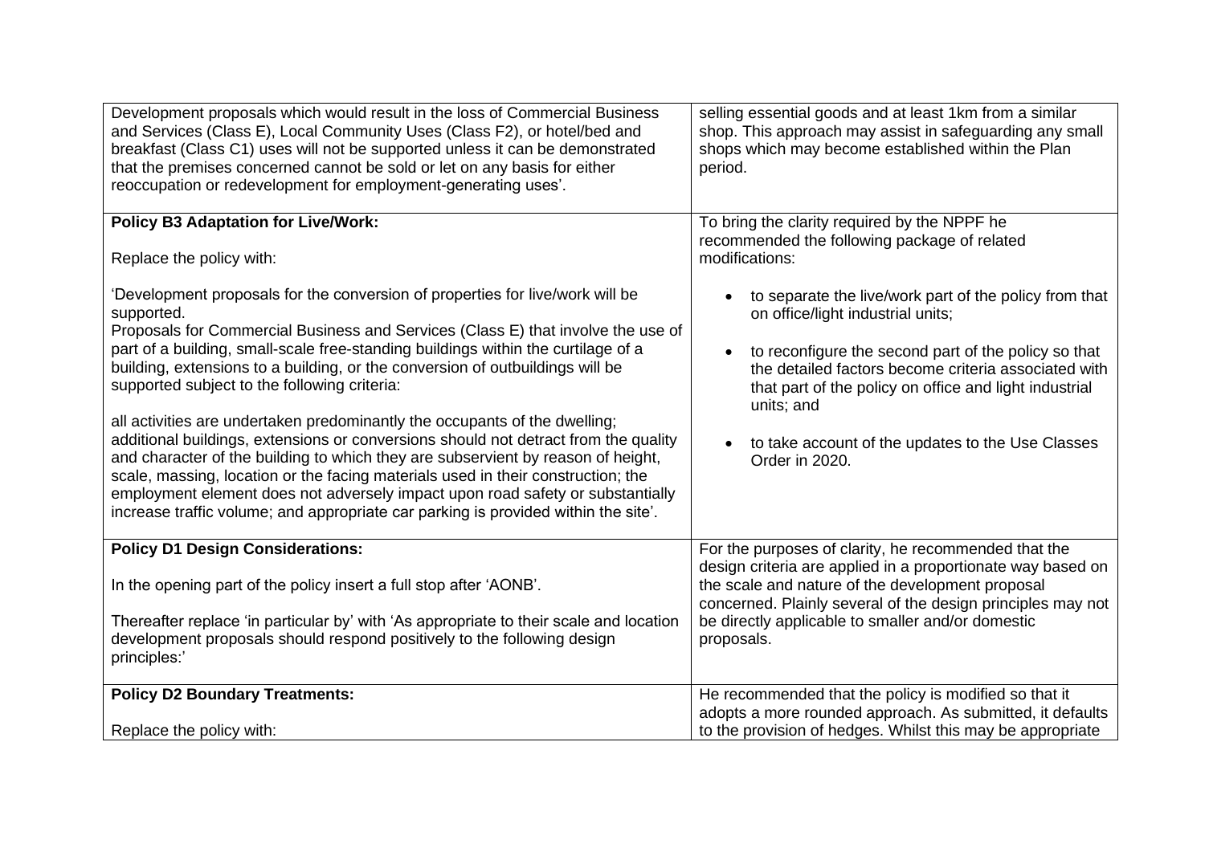| | |
|---|---|
| Development proposals which would result in the loss of Commercial Business and Services (Class E), Local Community Uses (Class F2), or hotel/bed and breakfast (Class C1) uses will not be supported unless it can be demonstrated that the premises concerned cannot be sold or let on any basis for either reoccupation or redevelopment for employment-generating uses'. | selling essential goods and at least 1km from a similar shop. This approach may assist in safeguarding any small shops which may become established within the Plan period. |
| **Policy B3 Adaptation for Live/Work:**<br><br>Replace the policy with:<br><br>'Development proposals for the conversion of properties for live/work will be supported.<br>Proposals for Commercial Business and Services (Class E) that involve the use of part of a building, small-scale free-standing buildings within the curtilage of a building, extensions to a building, or the conversion of outbuildings will be supported subject to the following criteria:<br><br>all activities are undertaken predominantly the occupants of the dwelling; additional buildings, extensions or conversions should not detract from the quality and character of the building to which they are subservient by reason of height, scale, massing, location or the facing materials used in their construction; the employment element does not adversely impact upon road safety or substantially increase traffic volume; and appropriate car parking is provided within the site'. | To bring the clarity required by the NPPF he recommended the following package of related modifications:<br><br>• to separate the live/work part of the policy from that on office/light industrial units;<br><br>• to reconfigure the second part of the policy so that the detailed factors become criteria associated with that part of the policy on office and light industrial units; and<br><br>• to take account of the updates to the Use Classes Order in 2020. |
| **Policy D1 Design Considerations:**<br><br>In the opening part of the policy insert a full stop after 'AONB'.<br><br>Thereafter replace 'in particular by' with 'As appropriate to their scale and location development proposals should respond positively to the following design principles:' | For the purposes of clarity, he recommended that the design criteria are applied in a proportionate way based on the scale and nature of the development proposal concerned. Plainly several of the design principles may not be directly applicable to smaller and/or domestic proposals. |
| **Policy D2 Boundary Treatments:**<br><br>Replace the policy with: | He recommended that the policy is modified so that it adopts a more rounded approach. As submitted, it defaults to the provision of hedges. Whilst this may be appropriate |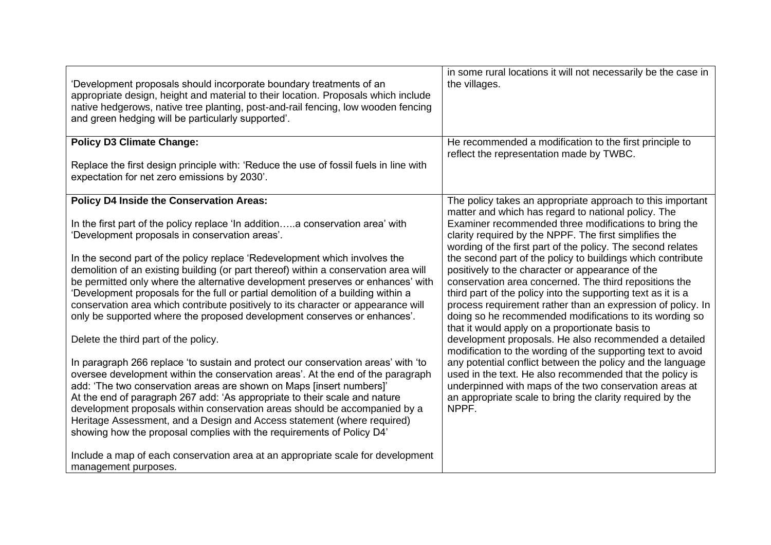| | |
|---|---|
| 'Development proposals should incorporate boundary treatments of an appropriate design, height and material to their location. Proposals which include native hedgerows, native tree planting, post-and-rail fencing, low wooden fencing and green hedging will be particularly supported'. | in some rural locations it will not necessarily be the case in the villages. |
| **Policy D3 Climate Change:**<br><br>Replace the first design principle with: 'Reduce the use of fossil fuels in line with expectation for net zero emissions by 2030'. | He recommended a modification to the first principle to reflect the representation made by TWBC. |
| **Policy D4 Inside the Conservation Areas:**<br><br>In the first part of the policy replace 'In addition…..a conservation area' with 'Development proposals in conservation areas'.<br><br>In the second part of the policy replace 'Redevelopment which involves the demolition of an existing building (or part thereof) within a conservation area will be permitted only where the alternative development preserves or enhances' with 'Development proposals for the full or partial demolition of a building within a conservation area which contribute positively to its character or appearance will only be supported where the proposed development conserves or enhances'.<br><br>Delete the third part of the policy.<br><br>In paragraph 266 replace 'to sustain and protect our conservation areas' with 'to oversee development within the conservation areas'. At the end of the paragraph add: 'The two conservation areas are shown on Maps [insert numbers]'<br>At the end of paragraph 267 add: 'As appropriate to their scale and nature development proposals within conservation areas should be accompanied by a Heritage Assessment, and a Design and Access statement (where required) showing how the proposal complies with the requirements of Policy D4'<br><br>Include a map of each conservation area at an appropriate scale for development management purposes. | The policy takes an appropriate approach to this important matter and which has regard to national policy. The Examiner recommended three modifications to bring the clarity required by the NPPF. The first simplifies the wording of the first part of the policy. The second relates the second part of the policy to buildings which contribute positively to the character or appearance of the conservation area concerned. The third repositions the third part of the policy into the supporting text as it is a process requirement rather than an expression of policy. In doing so he recommended modifications to its wording so that it would apply on a proportionate basis to development proposals. He also recommended a detailed modification to the wording of the supporting text to avoid any potential conflict between the policy and the language used in the text. He also recommended that the policy is underpinned with maps of the two conservation areas at an appropriate scale to bring the clarity required by the NPPF. |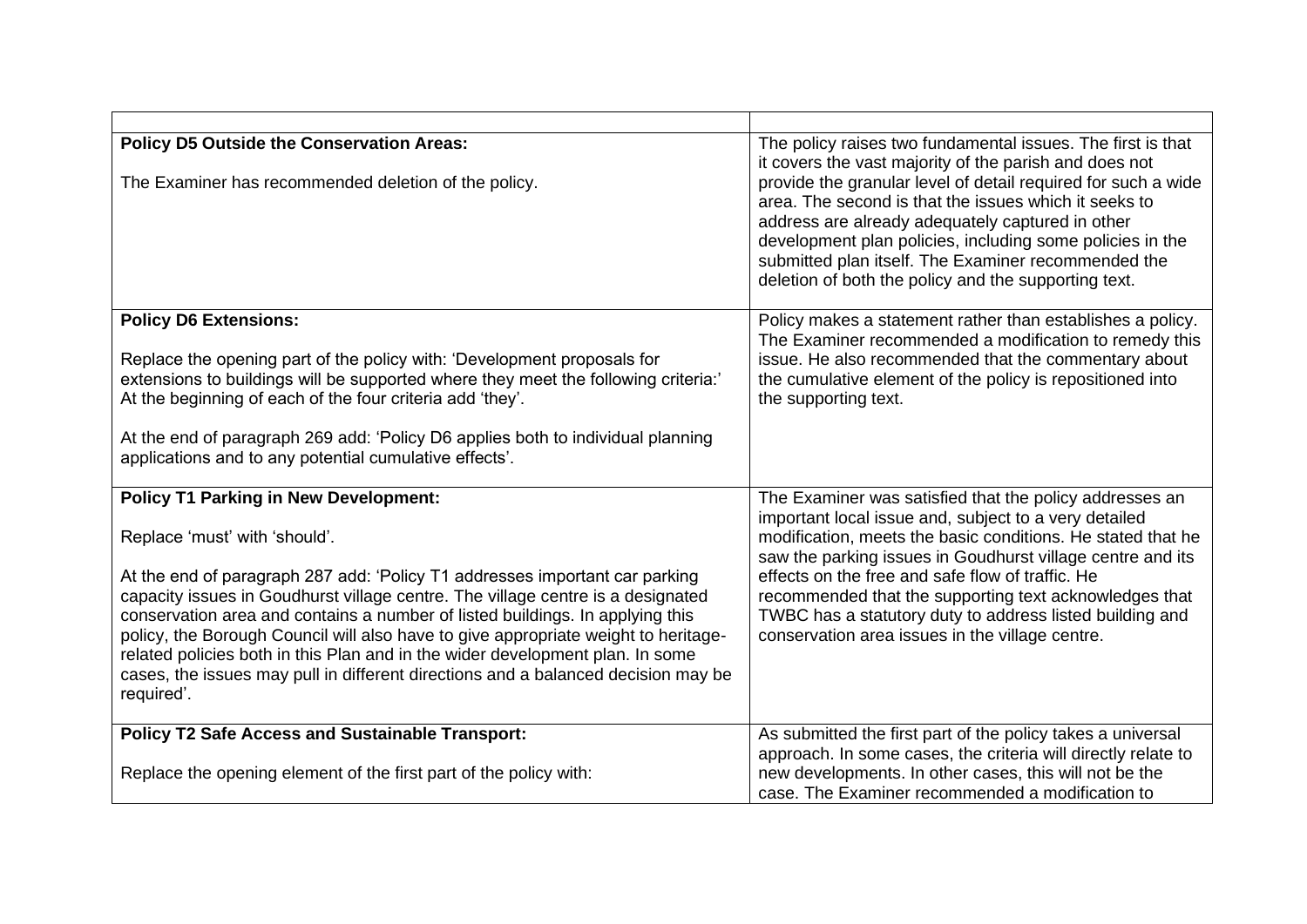| | |
|---|---|
| **Policy D5 Outside the Conservation Areas:**<br><br>The Examiner has recommended deletion of the policy. | The policy raises two fundamental issues. The first is that it covers the vast majority of the parish and does not provide the granular level of detail required for such a wide area. The second is that the issues which it seeks to address are already adequately captured in other development plan policies, including some policies in the submitted plan itself. The Examiner recommended the deletion of both the policy and the supporting text. |
| **Policy D6 Extensions:**<br><br>Replace the opening part of the policy with: 'Development proposals for extensions to buildings will be supported where they meet the following criteria:' At the beginning of each of the four criteria add 'they'.<br><br>At the end of paragraph 269 add: 'Policy D6 applies both to individual planning applications and to any potential cumulative effects'. | Policy makes a statement rather than establishes a policy. The Examiner recommended a modification to remedy this issue. He also recommended that the commentary about the cumulative element of the policy is repositioned into the supporting text. |
| **Policy T1 Parking in New Development:**<br><br>Replace 'must' with 'should'.<br><br>At the end of paragraph 287 add: 'Policy T1 addresses important car parking capacity issues in Goudhurst village centre. The village centre is a designated conservation area and contains a number of listed buildings. In applying this policy, the Borough Council will also have to give appropriate weight to heritage-related policies both in this Plan and in the wider development plan. In some cases, the issues may pull in different directions and a balanced decision may be required'. | The Examiner was satisfied that the policy addresses an important local issue and, subject to a very detailed modification, meets the basic conditions. He stated that he saw the parking issues in Goudhurst village centre and its effects on the free and safe flow of traffic. He recommended that the supporting text acknowledges that TWBC has a statutory duty to address listed building and conservation area issues in the village centre. |
| **Policy T2 Safe Access and Sustainable Transport:**<br><br>Replace the opening element of the first part of the policy with: | As submitted the first part of the policy takes a universal approach. In some cases, the criteria will directly relate to new developments. In other cases, this will not be the case. The Examiner recommended a modification to |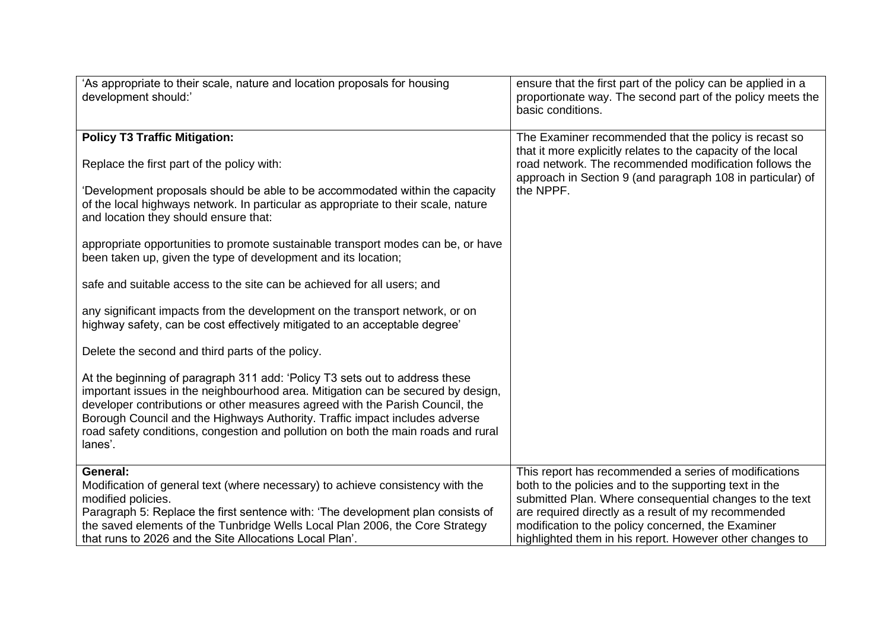| | |
|---|---|
| 'As appropriate to their scale, nature and location proposals for housing development should:' | ensure that the first part of the policy can be applied in a proportionate way. The second part of the policy meets the basic conditions. |
| **Policy T3 Traffic Mitigation:**<br><br>Replace the first part of the policy with:<br><br>'Development proposals should be able to be accommodated within the capacity of the local highways network. In particular as appropriate to their scale, nature and location they should ensure that:<br><br>appropriate opportunities to promote sustainable transport modes can be, or have been taken up, given the type of development and its location;<br><br>safe and suitable access to the site can be achieved for all users; and<br><br>any significant impacts from the development on the transport network, or on highway safety, can be cost effectively mitigated to an acceptable degree'<br><br>Delete the second and third parts of the policy.<br><br>At the beginning of paragraph 311 add: 'Policy T3 sets out to address these important issues in the neighbourhood area. Mitigation can be secured by design, developer contributions or other measures agreed with the Parish Council, the Borough Council and the Highways Authority. Traffic impact includes adverse road safety conditions, congestion and pollution on both the main roads and rural lanes'. | The Examiner recommended that the policy is recast so that it more explicitly relates to the capacity of the local road network. The recommended modification follows the approach in Section 9 (and paragraph 108 in particular) of the NPPF. |
| **General:**<br>Modification of general text (where necessary) to achieve consistency with the modified policies.<br>Paragraph 5: Replace the first sentence with: 'The development plan consists of the saved elements of the Tunbridge Wells Local Plan 2006, the Core Strategy that runs to 2026 and the Site Allocations Local Plan'. | This report has recommended a series of modifications both to the policies and to the supporting text in the submitted Plan. Where consequential changes to the text are required directly as a result of my recommended modification to the policy concerned, the Examiner highlighted them in his report. However other changes to |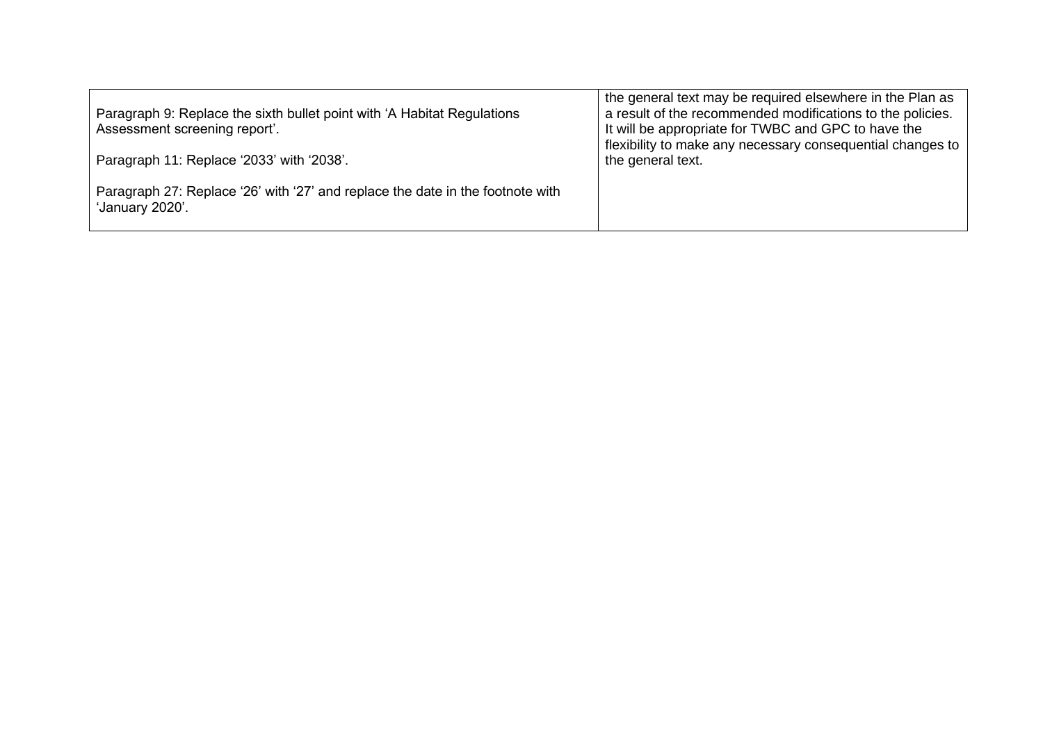| | |
|---|---|
| Paragraph 9: Replace the sixth bullet point with 'A Habitat Regulations Assessment screening report'.<br><br>Paragraph 11: Replace '2033' with '2038'.<br><br>Paragraph 27: Replace '26' with '27' and replace the date in the footnote with 'January 2020'. | the general text may be required elsewhere in the Plan as a result of the recommended modifications to the policies. It will be appropriate for TWBC and GPC to have the flexibility to make any necessary consequential changes to the general text. |